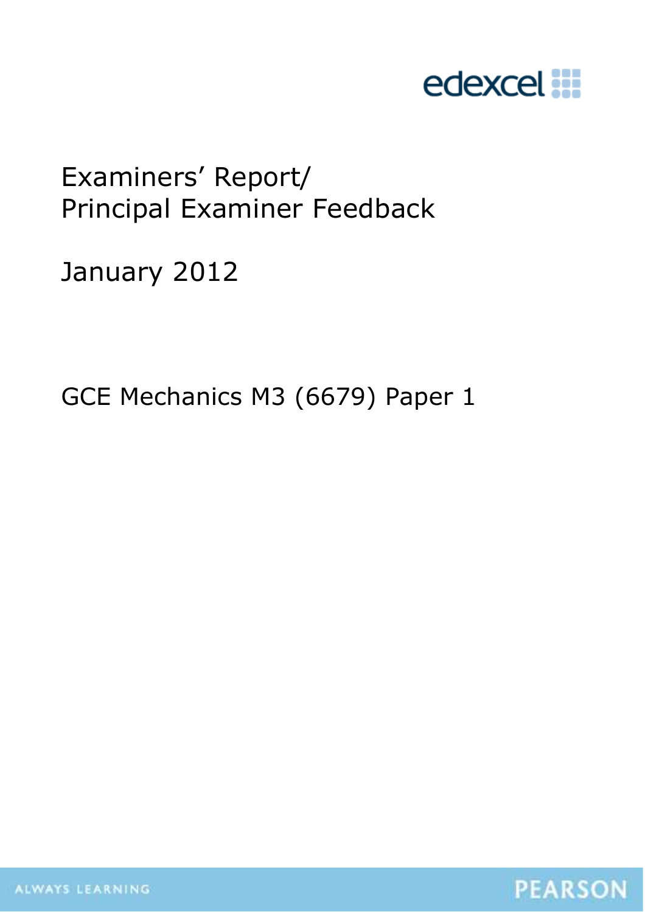# Examiners' Report/ Principal Examiner Feedback

January 2012

GCE Mechanics M3 (6679) Paper 1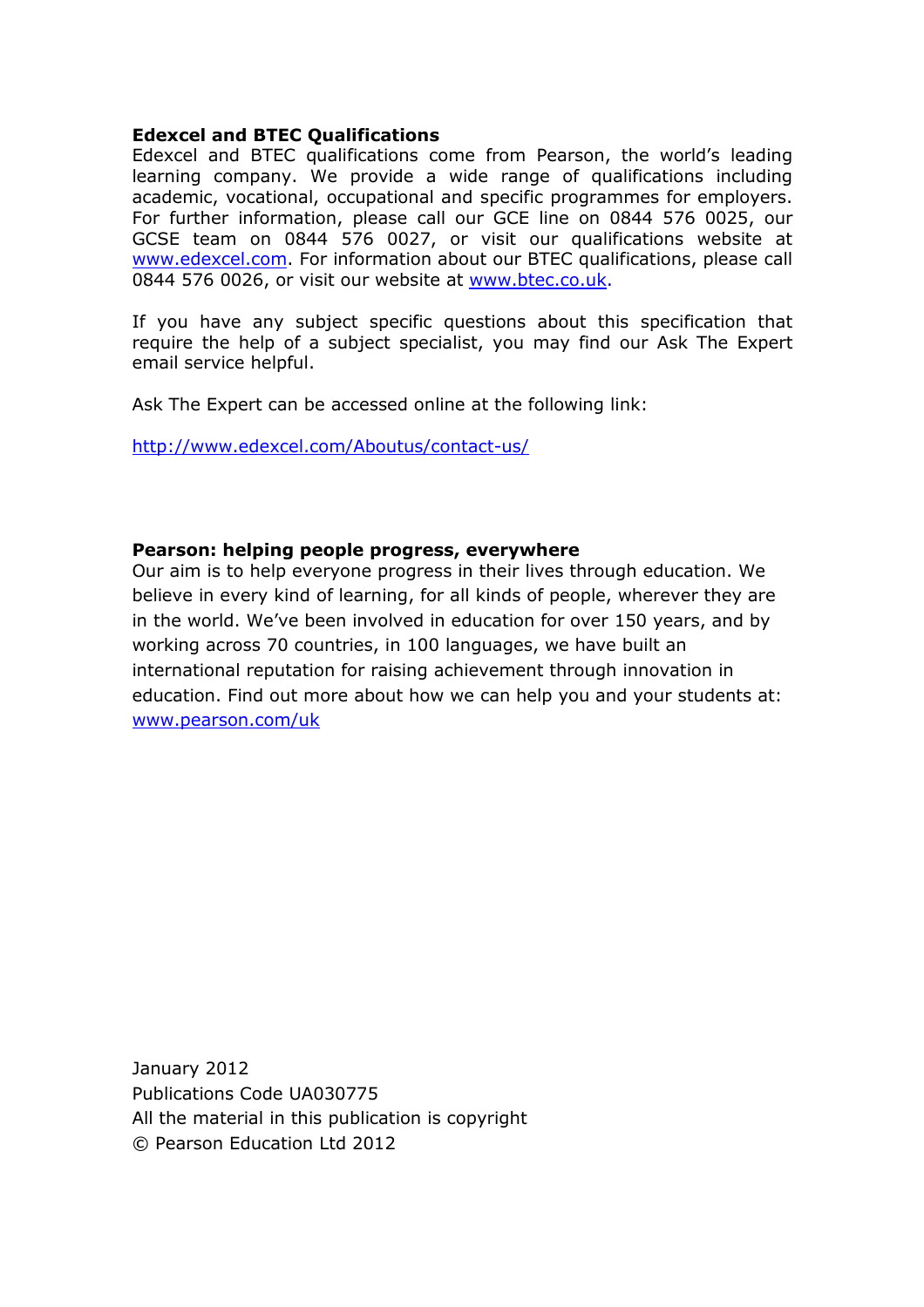**Edexcel and BTEC Qualifications**

Edexcel and BTEC qualifications come from Pearson, the world's leading learning company. We provide a wide range of qualifications including academic, vocational, occupational and specific programmes for employers. For further information, please call our GCE line on 0844 576 0025, our GCSE team on 0844 576 0027, or visit our qualifications website at www.edexcel.com. For information about our BTEC qualifications, please call 0844 576 0026, or visit our website at www.btec.co.uk.

If you have any subject specific questions about this specification that require the help of a subject specialist, you may find our Ask The Expert email service helpful.

Ask The Expert can be accessed online at the following link:

http://www.edexcel.com/Aboutus/contact-us/

**Pearson: helping people progress, everywhere**

Our aim is to help everyone progress in their lives through education. We believe in every kind of learning, for all kinds of people, wherever they are in the world. We've been involved in education for over 150 years, and by working across 70 countries, in 100 languages, we have built an international reputation for raising achievement through innovation in education. Find out more about how we can help you and your students at: www.pearson.com/uk

January 2012
Publications Code UA030775
All the material in this publication is copyright
© Pearson Education Ltd 2012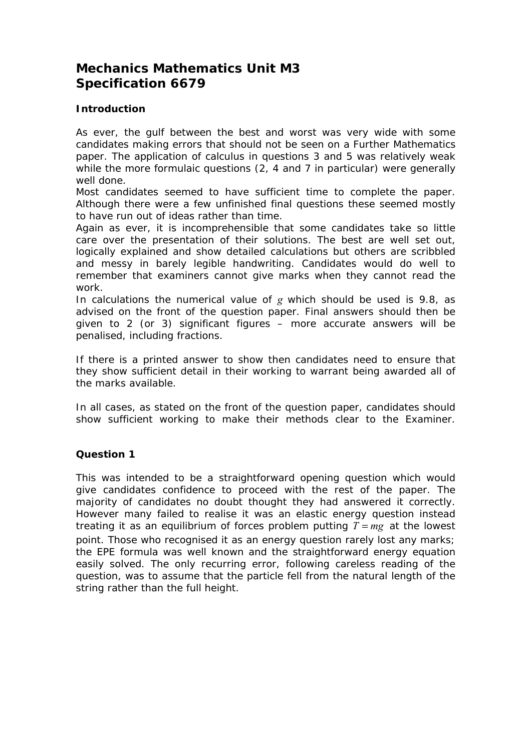# Mechanics Mathematics Unit M3
# Specification 6679

### Introduction

As ever, the gulf between the best and worst was very wide with some candidates making errors that should not be seen on a Further Mathematics paper. The application of calculus in questions 3 and 5 was relatively weak while the more formulaic questions (2, 4 and 7 in particular) were generally well done.
Most candidates seemed to have sufficient time to complete the paper. Although there were a few unfinished final questions these seemed mostly to have run out of ideas rather than time.
Again as ever, it is incomprehensible that some candidates take so little care over the presentation of their solutions. The best are well set out, logically explained and show detailed calculations but others are scribbled and messy in barely legible handwriting. Candidates would do well to remember that examiners cannot give marks when they cannot read the work.
In calculations the numerical value of $g$ which should be used is 9.8, as advised on the front of the question paper. Final answers should then be given to 2 (or 3) significant figures – more accurate answers will be penalised, including fractions.

If there is a printed answer to show then candidates need to ensure that they show sufficient detail in their working to warrant being awarded all of the marks available.

In all cases, as stated on the front of the question paper, candidates should show sufficient working to make their methods clear to the Examiner.

### Question 1

This was intended to be a straightforward opening question which would give candidates confidence to proceed with the rest of the paper. The majority of candidates no doubt thought they had answered it correctly. However many failed to realise it was an elastic energy question instead treating it as an equilibrium of forces problem putting $T = mg$ at the lowest point. Those who recognised it as an energy question rarely lost any marks; the EPE formula was well known and the straightforward energy equation easily solved. The only recurring error, following careless reading of the question, was to assume that the particle fell from the natural length of the string rather than the full height.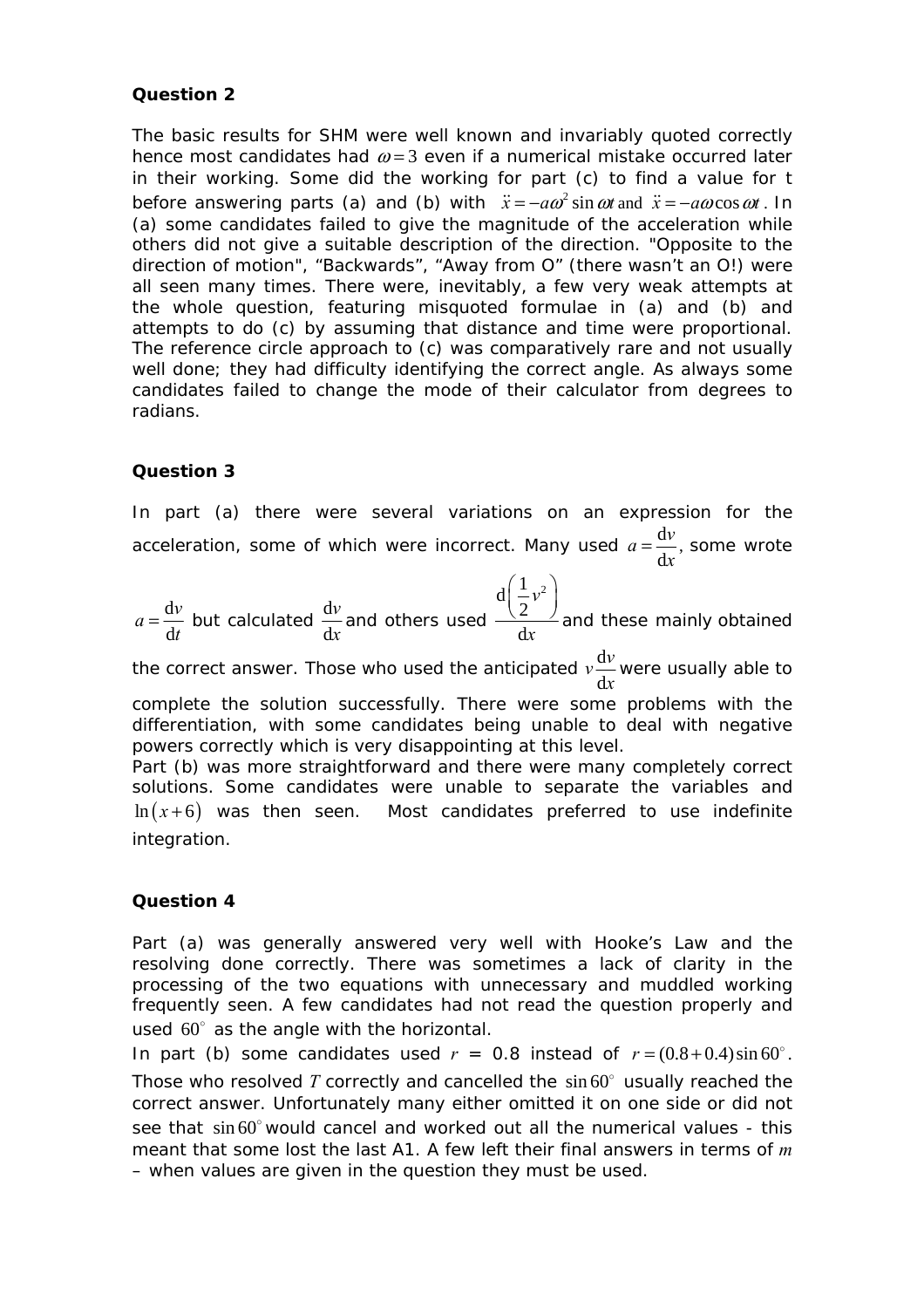### Question 2

The basic results for SHM were well known and invariably quoted correctly hence most candidates had $\omega = 3$ even if a numerical mistake occurred later in their working. Some did the working for part (c) to find a value for t before answering parts (a) and (b) with $\ddot{x} = -a\omega^2 \sin \omega t$ and $\dot{x} = -a\omega \cos \omega t$. In (a) some candidates failed to give the magnitude of the acceleration while others did not give a suitable description of the direction. "Opposite to the direction of motion", "Backwards", "Away from O" (there wasn't an O!) were all seen many times. There were, inevitably, a few very weak attempts at the whole question, featuring misquoted formulae in (a) and (b) and attempts to do (c) by assuming that distance and time were proportional. The reference circle approach to (c) was comparatively rare and not usually well done; they had difficulty identifying the correct angle. As always some candidates failed to change the mode of their calculator from degrees to radians.

### Question 3

In part (a) there were several variations on an expression for the acceleration, some of which were incorrect. Many used $a = \frac{\mathrm{d}v}{\mathrm{d}x}$, some wrote $a = \frac{\mathrm{d}v}{\mathrm{d}t}$ but calculated $\frac{\mathrm{d}v}{\mathrm{d}x}$ and others used $\frac{\mathrm{d}\left(\frac{1}{2}v^2\right)}{\mathrm{d}x}$ and these mainly obtained the correct answer. Those who used the anticipated $v\frac{\mathrm{d}v}{\mathrm{d}x}$ were usually able to complete the solution successfully. There were some problems with the differentiation, with some candidates being unable to deal with negative powers correctly which is very disappointing at this level.
Part (b) was more straightforward and there were many completely correct solutions. Some candidates were unable to separate the variables and $\ln(x+6)$ was then seen. Most candidates preferred to use indefinite integration.

### Question 4

Part (a) was generally answered very well with Hooke's Law and the resolving done correctly. There was sometimes a lack of clarity in the processing of the two equations with unnecessary and muddled working frequently seen. A few candidates had not read the question properly and used $60^\circ$ as the angle with the horizontal.
In part (b) some candidates used $r$ = 0.8 instead of $r = (0.8 + 0.4)\sin 60^\circ$. Those who resolved $T$ correctly and cancelled the $\sin 60^\circ$ usually reached the correct answer. Unfortunately many either omitted it on one side or did not see that $\sin 60^\circ$ would cancel and worked out all the numerical values - this meant that some lost the last A1. A few left their final answers in terms of $m$ – when values are given in the question they must be used.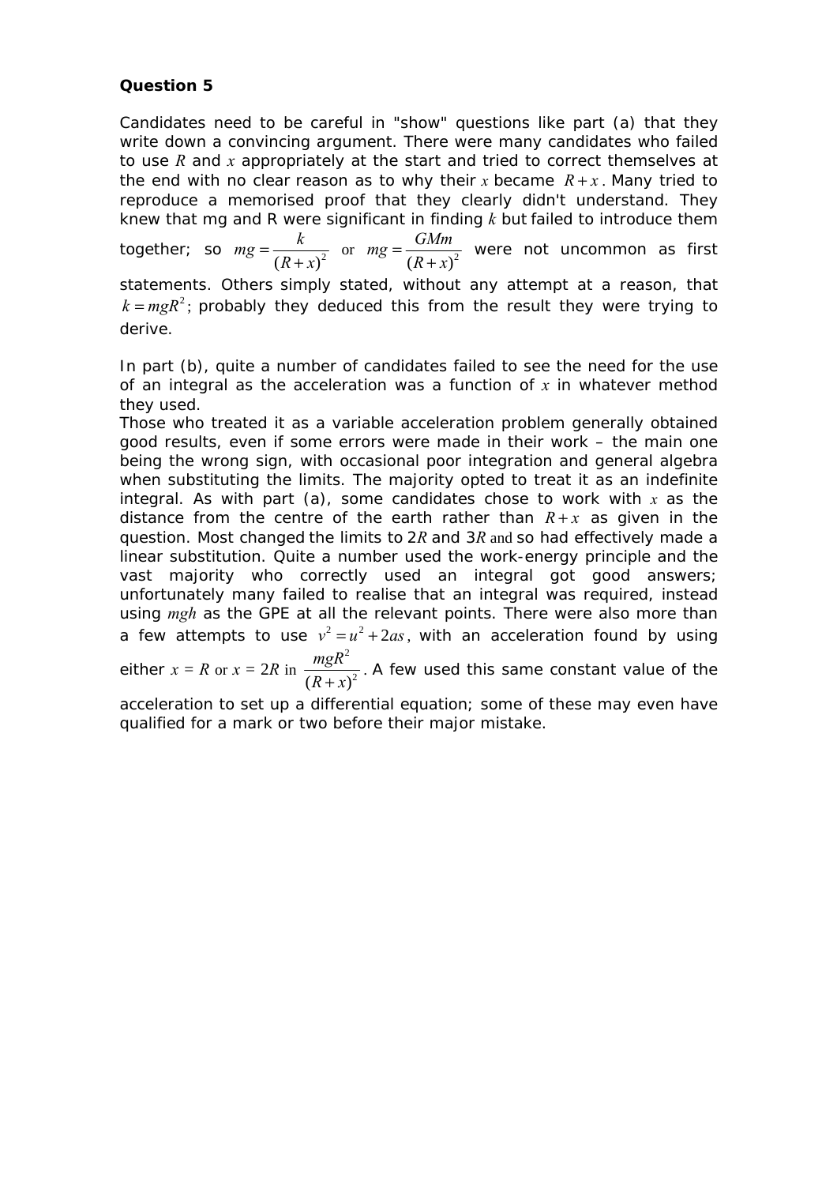**Question 5**

Candidates need to be careful in "show" questions like part (a) that they write down a convincing argument. There were many candidates who failed to use $R$ and $x$ appropriately at the start and tried to correct themselves at the end with no clear reason as to why their $x$ became $R+x$. Many tried to reproduce a memorised proof that they clearly didn't understand. They knew that mg and R were significant in finding $k$ but failed to introduce them together; so $mg = \frac{k}{(R+x)^2}$ or $mg = \frac{GMm}{(R+x)^2}$ were not uncommon as first statements. Others simply stated, without any attempt at a reason, that $k = mgR^2$; probably they deduced this from the result they were trying to derive.

In part (b), quite a number of candidates failed to see the need for the use of an integral as the acceleration was a function of $x$ in whatever method they used.
Those who treated it as a variable acceleration problem generally obtained good results, even if some errors were made in their work – the main one being the wrong sign, with occasional poor integration and general algebra when substituting the limits. The majority opted to treat it as an indefinite integral. As with part (a), some candidates chose to work with $x$ as the distance from the centre of the earth rather than $R+x$ as given in the question. Most changed the limits to $2R$ and $3R$ and so had effectively made a linear substitution. Quite a number used the work-energy principle and the vast majority who correctly used an integral got good answers; unfortunately many failed to realise that an integral was required, instead using $mgh$ as the GPE at all the relevant points. There were also more than a few attempts to use $v^2 = u^2 + 2as$, with an acceleration found by using either $x = R$ or $x = 2R$ in $\frac{mgR^2}{(R+x)^2}$. A few used this same constant value of the acceleration to set up a differential equation; some of these may even have qualified for a mark or two before their major mistake.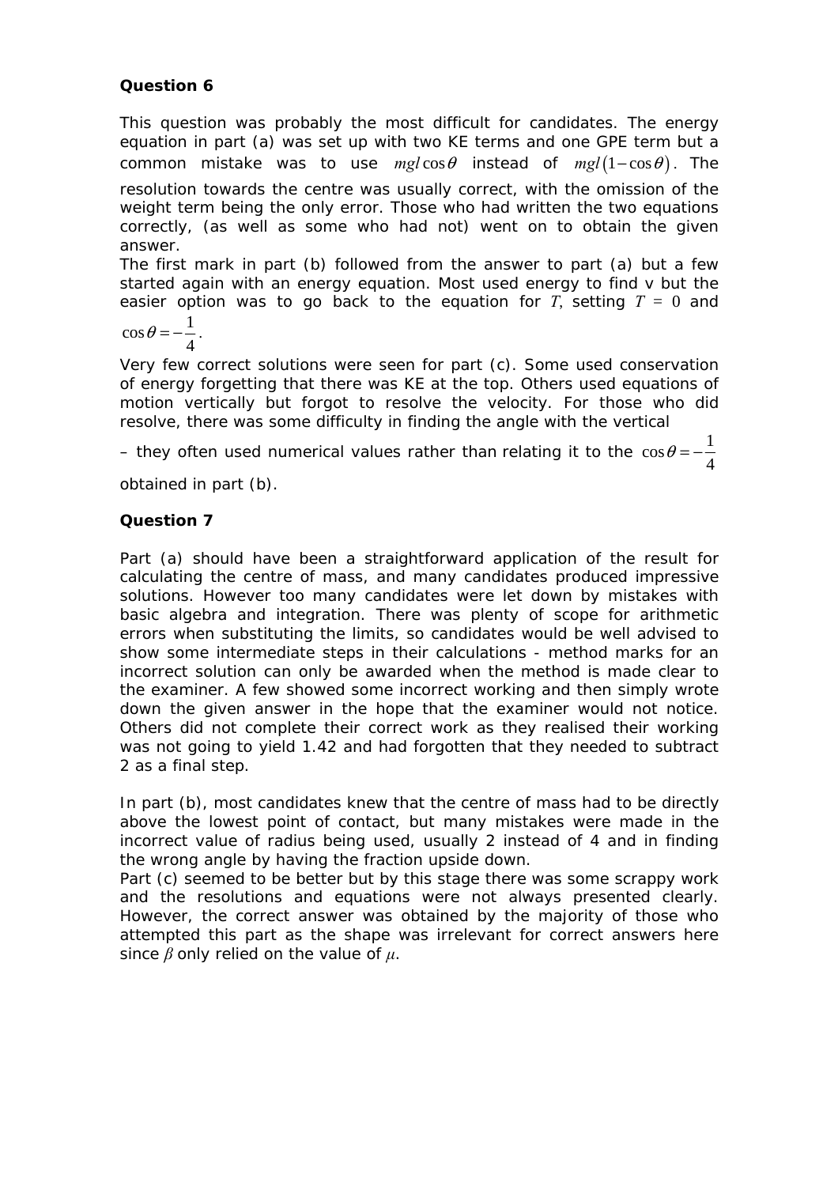**Question 6**

This question was probably the most difficult for candidates. The energy equation in part (a) was set up with two KE terms and one GPE term but a common mistake was to use $mgl\cos\theta$ instead of $mgl(1-\cos\theta)$. The resolution towards the centre was usually correct, with the omission of the weight term being the only error. Those who had written the two equations correctly, (as well as some who had not) went on to obtain the given answer.

The first mark in part (b) followed from the answer to part (a) but a few started again with an energy equation. Most used energy to find v but the easier option was to go back to the equation for $T$, setting $T = 0$ and $\cos\theta = -\frac{1}{4}$.

Very few correct solutions were seen for part (c). Some used conservation of energy forgetting that there was KE at the top. Others used equations of motion vertically but forgot to resolve the velocity. For those who did resolve, there was some difficulty in finding the angle with the vertical – they often used numerical values rather than relating it to the $\cos\theta = -\frac{1}{4}$ obtained in part (b).

**Question 7**

Part (a) should have been a straightforward application of the result for calculating the centre of mass, and many candidates produced impressive solutions. However too many candidates were let down by mistakes with basic algebra and integration. There was plenty of scope for arithmetic errors when substituting the limits, so candidates would be well advised to show some intermediate steps in their calculations - method marks for an incorrect solution can only be awarded when the method is made clear to the examiner. A few showed some incorrect working and then simply wrote down the given answer in the hope that the examiner would not notice. Others did not complete their correct work as they realised their working was not going to yield 1.42 and had forgotten that they needed to subtract 2 as a final step.

In part (b), most candidates knew that the centre of mass had to be directly above the lowest point of contact, but many mistakes were made in the incorrect value of radius being used, usually 2 instead of 4 and in finding the wrong angle by having the fraction upside down.

Part (c) seemed to be better but by this stage there was some scrappy work and the resolutions and equations were not always presented clearly. However, the correct answer was obtained by the majority of those who attempted this part as the shape was irrelevant for correct answers here since $\beta$ only relied on the value of $\mu$.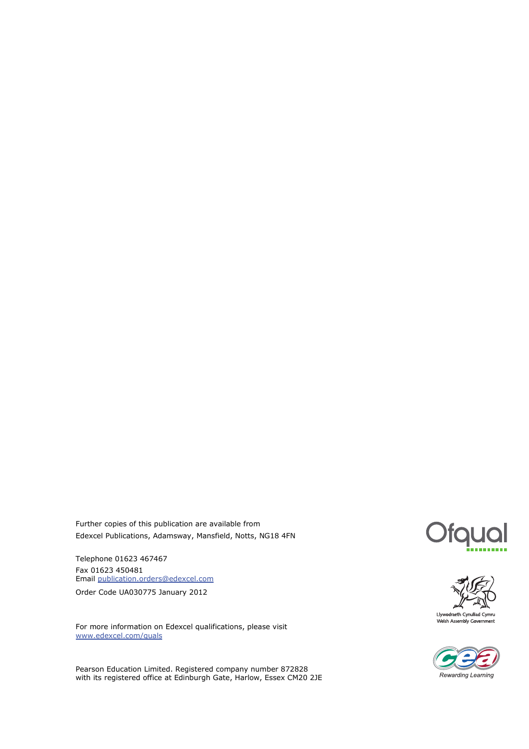Further copies of this publication are available from
Edexcel Publications, Adamsway, Mansfield, Notts, NG18 4FN

Telephone 01623 467467
Fax 01623 450481
Email publication.orders@edexcel.com

Order Code UA030775 January 2012

For more information on Edexcel qualifications, please visit
www.edexcel.com/quals

Pearson Education Limited. Registered company number 872828
with its registered office at Edinburgh Gate, Harlow, Essex CM20 2JE

Ofqual

Llywodraeth Cynulliad Cymru
Welsh Assembly Government

Rewarding Learning